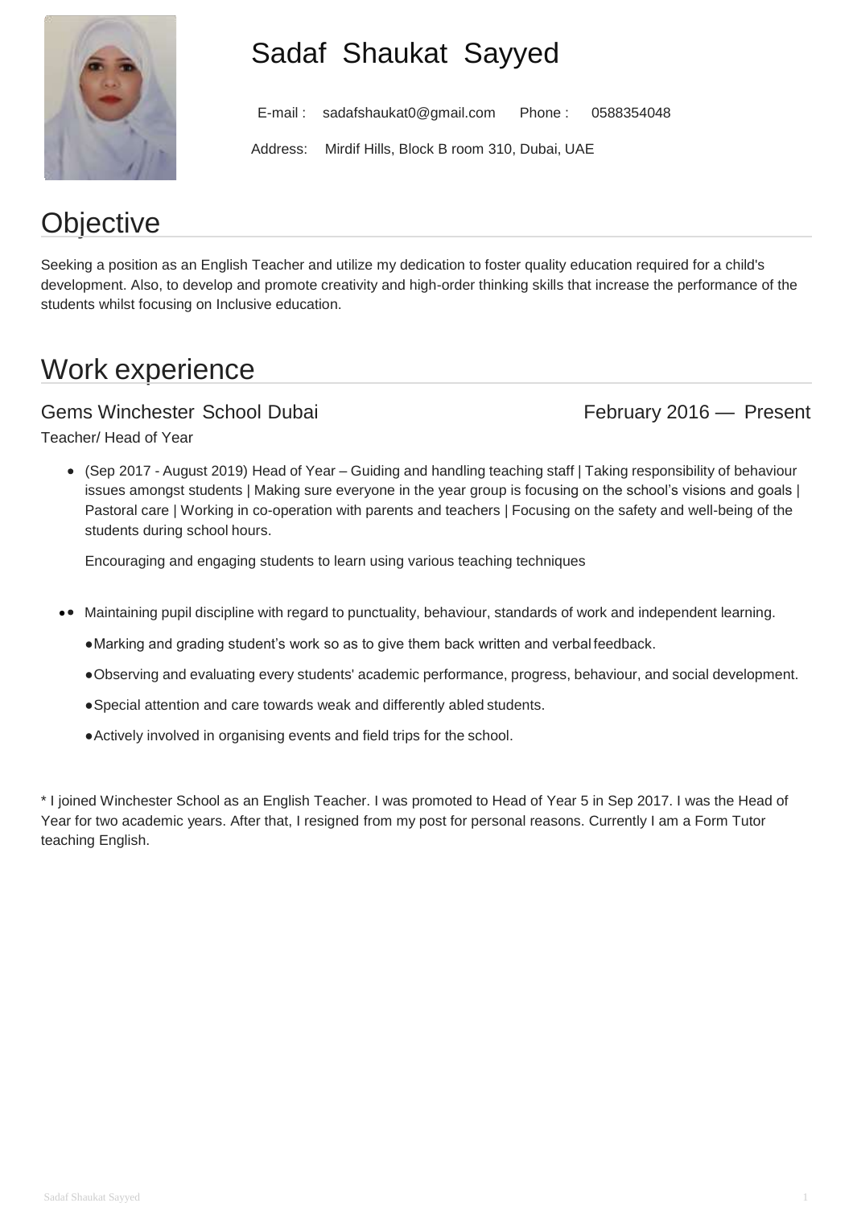# Sadaf Shaukat Sayyed

E-mail : sadafshaukat0@gmail.com Phone : 0588354048

Address: Mirdif Hills, Block B room 310, Dubai, UAE

## Objective

Seeking a position as an English Teacher and utilize my dedication to foster quality education required for a child's development. Also, to develop and promote creativity and high-order thinking skills that increase the performance of the students whilst focusing on Inclusive education.

## Work experience

### Gems Winchester School Dubai — February 2016 — Present

Teacher/ Head of Year

- (Sep 2017 - August 2019) Head of Year – Guiding and handling teaching staff | Taking responsibility of behaviour issues amongst students | Making sure everyone in the year group is focusing on the school's visions and goals | Pastoral care | Working in co-operation with parents and teachers | Focusing on the safety and well-being of the students during school hours.

  Encouraging and engaging students to learn using various teaching techniques

- Maintaining pupil discipline with regard to punctuality, behaviour, standards of work and independent learning.
- Marking and grading student's work so as to give them back written and verbal feedback.
- Observing and evaluating every students' academic performance, progress, behaviour, and social development.
- Special attention and care towards weak and differently abled students.
- Actively involved in organising events and field trips for the school.

* I joined Winchester School as an English Teacher. I was promoted to Head of Year 5 in Sep 2017. I was the Head of Year for two academic years. After that, I resigned from my post for personal reasons. Currently I am a Form Tutor teaching English.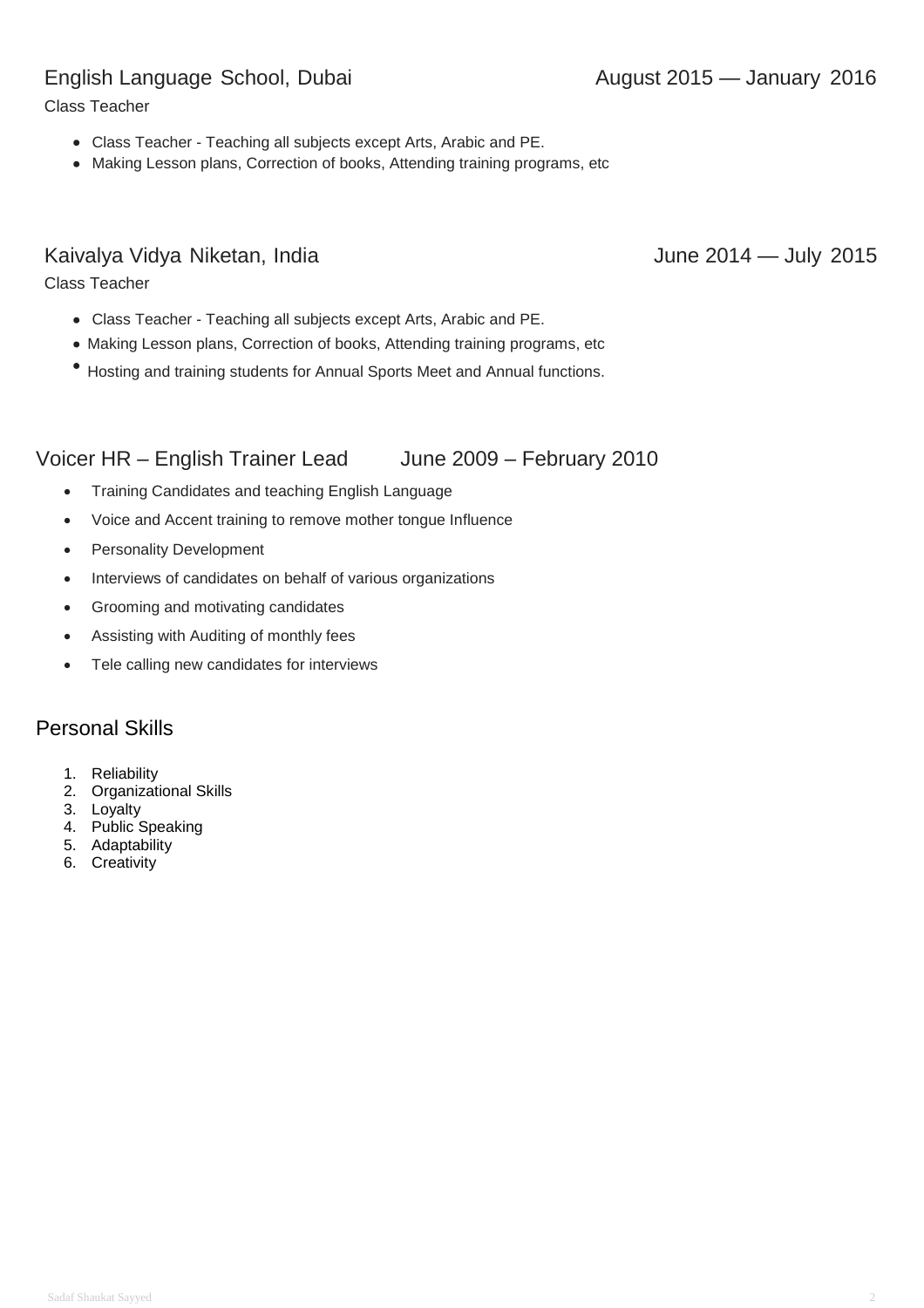### English Language School, Dubai — August 2015 — January 2016

Class Teacher

- Class Teacher - Teaching all subjects except Arts, Arabic and PE.
- Making Lesson plans, Correction of books, Attending training programs, etc

### Kaivalya Vidya Niketan, India — June 2014 — July 2015

Class Teacher

- Class Teacher - Teaching all subjects except Arts, Arabic and PE.
- Making Lesson plans, Correction of books, Attending training programs, etc
- Hosting and training students for Annual Sports Meet and Annual functions.

### Voicer HR – English Trainer Lead — June 2009 – February 2010

- Training Candidates and teaching English Language
- Voice and Accent training to remove mother tongue Influence
- Personality Development
- Interviews of candidates on behalf of various organizations
- Grooming and motivating candidates
- Assisting with Auditing of monthly fees
- Tele calling new candidates for interviews

## Personal Skills

1. Reliability
2. Organizational Skills
3. Loyalty
4. Public Speaking
5. Adaptability
6. Creativity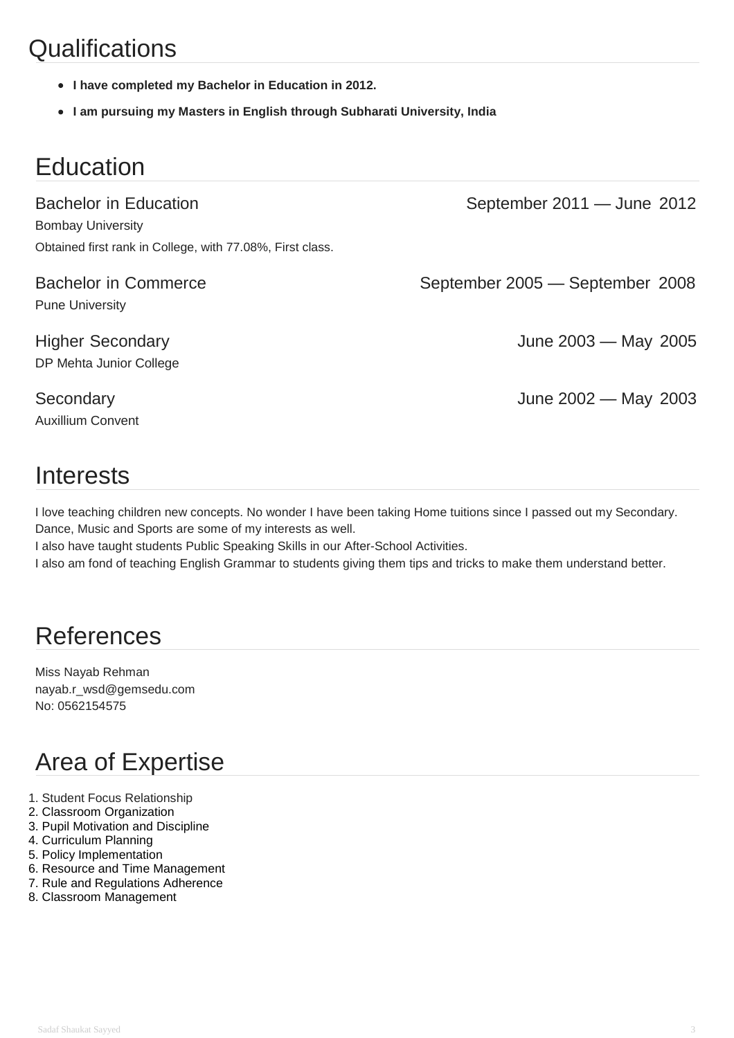## Qualifications

- **I have completed my Bachelor in Education in 2012.**
- **I am pursuing my Masters in English through Subharati University, India**

## Education

**Bachelor in Education** — September 2011 — June 2012
Bombay University
Obtained first rank in College, with 77.08%, First class.

**Bachelor in Commerce** — September 2005 — September 2008
Pune University

**Higher Secondary** — June 2003 — May 2005
DP Mehta Junior College

**Secondary** — June 2002 — May 2003
Auxillium Convent

## Interests

I love teaching children new concepts. No wonder I have been taking Home tuitions since I passed out my Secondary.
Dance, Music and Sports are some of my interests as well.
I also have taught students Public Speaking Skills in our After-School Activities.
I also am fond of teaching English Grammar to students giving them tips and tricks to make them understand better.

## References

Miss Nayab Rehman
nayab.r_wsd@gemsedu.com
No: 0562154575

## Area of Expertise

1. Student Focus Relationship
2. Classroom Organization
3. Pupil Motivation and Discipline
4. Curriculum Planning
5. Policy Implementation
6. Resource and Time Management
7. Rule and Regulations Adherence
8. Classroom Management